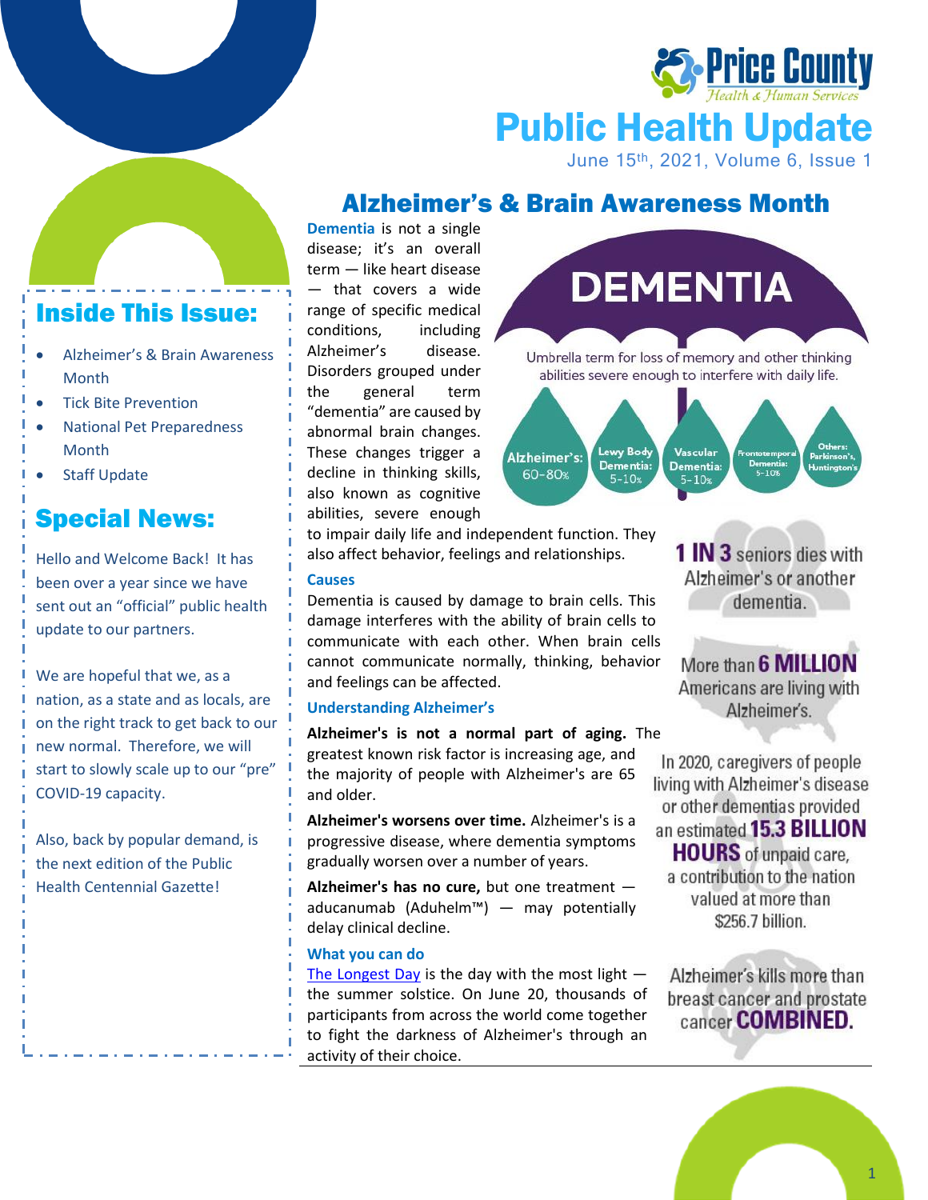# Public Health Update

June 15th, 2021, Volume 6, Issue 1

## Inside This Issue:

- Alzheimer's & Brain Awareness Month
- Tick Bite Prevention
- National Pet Preparedness Month
- Staff Update

## Special News:

Hello and Welcome Back! It has been over a year since we have sent out an "official" public health update to our partners.

We are hopeful that we, as a nation, as a state and as locals, are on the right track to get back to our new normal. Therefore, we will start to slowly scale up to our "pre" COVID-19 capacity.

Also, back by popular demand, is the next edition of the Public Health Centennial Gazette!

## Alzheimer's & Brain Awareness Month

**Dementia** is not a single disease; it's an overall term — like heart disease — that covers a wide range of specific medical conditions, including Alzheimer's disease. Disorders grouped under the general term "dementia" are caused by abnormal brain changes. These changes trigger a decline in thinking skills, also known as cognitive abilities, severe enough to impair daily life and independent function. They also affect behavior, feelings and relationships.

**DEMENTIA**

Umbrella term for loss of memory and other thinking abilities severe enough to interfere with daily life.

- Alzheimer's: 60-80%
- Lewy Body Dementia: 5-10%
- Vascular Dementia: 5-10%
- Frontotemporal Dementia: 5-10%
- Others: Parkinson's, Huntington's

### Causes

Dementia is caused by damage to brain cells. This damage interferes with the ability of brain cells to communicate with each other. When brain cells cannot communicate normally, thinking, behavior and feelings can be affected.

### Understanding Alzheimer's

**Alzheimer's is not a normal part of aging.** The greatest known risk factor is increasing age, and the majority of people with Alzheimer's are 65 and older.

**Alzheimer's worsens over time.** Alzheimer's is a progressive disease, where dementia symptoms gradually worsen over a number of years.

**Alzheimer's has no cure,** but one treatment — aducanumab (Aduhelm™) — may potentially delay clinical decline.

### What you can do

The Longest Day is the day with the most light — the summer solstice. On June 20, thousands of participants from across the world come together to fight the darkness of Alzheimer's through an activity of their choice.

**1 IN 3** seniors dies with Alzheimer's or another dementia.

More than **6 MILLION** Americans are living with Alzheimer's.

In 2020, caregivers of people living with Alzheimer's disease or other dementias provided an estimated **15.3 BILLION HOURS** of unpaid care, a contribution to the nation valued at more than $256.7 billion.

Alzheimer's kills more than breast cancer and prostate cancer **COMBINED.**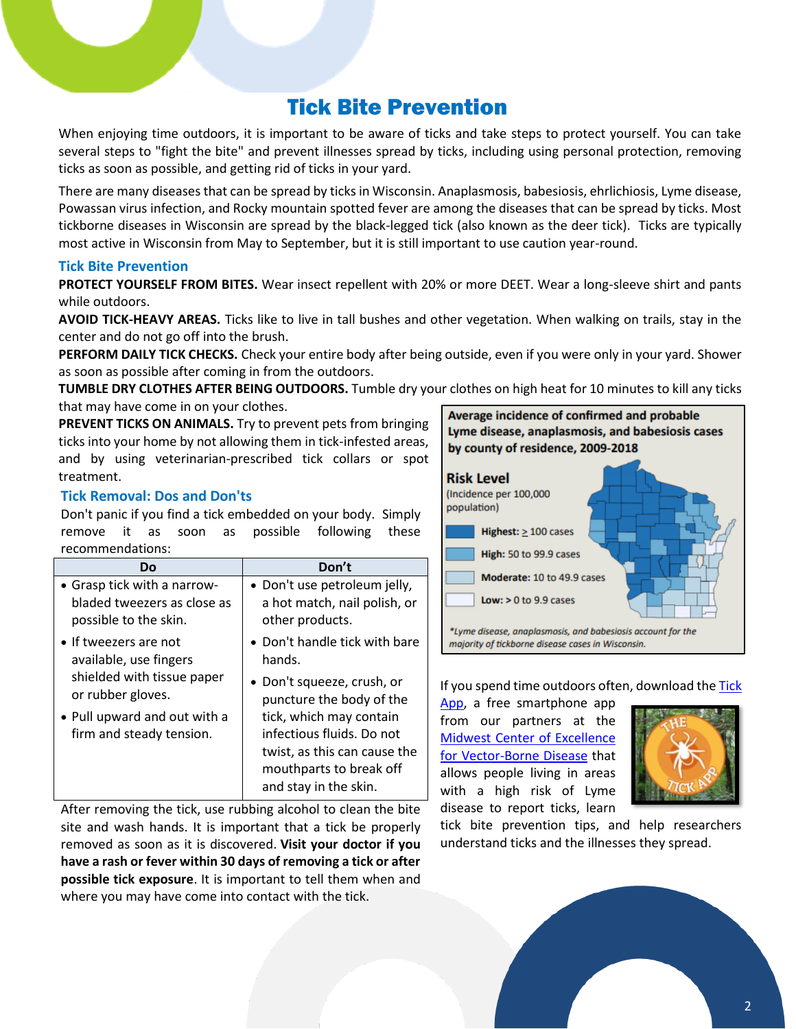# Tick Bite Prevention

When enjoying time outdoors, it is important to be aware of ticks and take steps to protect yourself. You can take several steps to "fight the bite" and prevent illnesses spread by ticks, including using personal protection, removing ticks as soon as possible, and getting rid of ticks in your yard.

There are many diseases that can be spread by ticks in Wisconsin. Anaplasmosis, babesiosis, ehrlichiosis, Lyme disease, Powassan virus infection, and Rocky mountain spotted fever are among the diseases that can be spread by ticks. Most tickborne diseases in Wisconsin are spread by the black-legged tick (also known as the deer tick). Ticks are typically most active in Wisconsin from May to September, but it is still important to use caution year-round.

## Tick Bite Prevention

**PROTECT YOURSELF FROM BITES.** Wear insect repellent with 20% or more DEET. Wear a long-sleeve shirt and pants while outdoors.

**AVOID TICK-HEAVY AREAS.** Ticks like to live in tall bushes and other vegetation. When walking on trails, stay in the center and do not go off into the brush.

**PERFORM DAILY TICK CHECKS.** Check your entire body after being outside, even if you were only in your yard. Shower as soon as possible after coming in from the outdoors.

**TUMBLE DRY CLOTHES AFTER BEING OUTDOORS.** Tumble dry your clothes on high heat for 10 minutes to kill any ticks that may have come in on your clothes.

**PREVENT TICKS ON ANIMALS.** Try to prevent pets from bringing ticks into your home by not allowing them in tick-infested areas, and by using veterinarian-prescribed tick collars or spot treatment.

## Tick Removal: Dos and Don'ts

Don't panic if you find a tick embedded on your body. Simply remove it as soon as possible following these recommendations:

| Do | Don't |
|---|---|
| • Grasp tick with a narrow-bladed tweezers as close as possible to the skin.<br>• If tweezers are not available, use fingers shielded with tissue paper or rubber gloves.<br>• Pull upward and out with a firm and steady tension. | • Don't use petroleum jelly, a hot match, nail polish, or other products.<br>• Don't handle tick with bare hands.<br>• Don't squeeze, crush, or puncture the body of the tick, which may contain infectious fluids. Do not twist, as this can cause the mouthparts to break off and stay in the skin. |

After removing the tick, use rubbing alcohol to clean the bite site and wash hands. It is important that a tick be properly removed as soon as it is discovered. **Visit your doctor if you have a rash or fever within 30 days of removing a tick or after possible tick exposure**. It is important to tell them when and where you may have come into contact with the tick.

**Average incidence of confirmed and probable Lyme disease, anaplasmosis, and babesiosis cases by county of residence, 2009-2018**

**Risk Level**
(Incidence per 100,000 population)

- **Highest:** ≥ 100 cases
- **High:** 50 to 99.9 cases
- **Moderate:** 10 to 49.9 cases
- **Low:** > 0 to 9.9 cases

*\*Lyme disease, anaplasmosis, and babesiosis account for the majority of tickborne disease cases in Wisconsin.*

If you spend time outdoors often, download the Tick App, a free smartphone app from our partners at the Midwest Center of Excellence for Vector-Borne Disease that allows people living in areas with a high risk of Lyme disease to report ticks, learn tick bite prevention tips, and help researchers understand ticks and the illnesses they spread.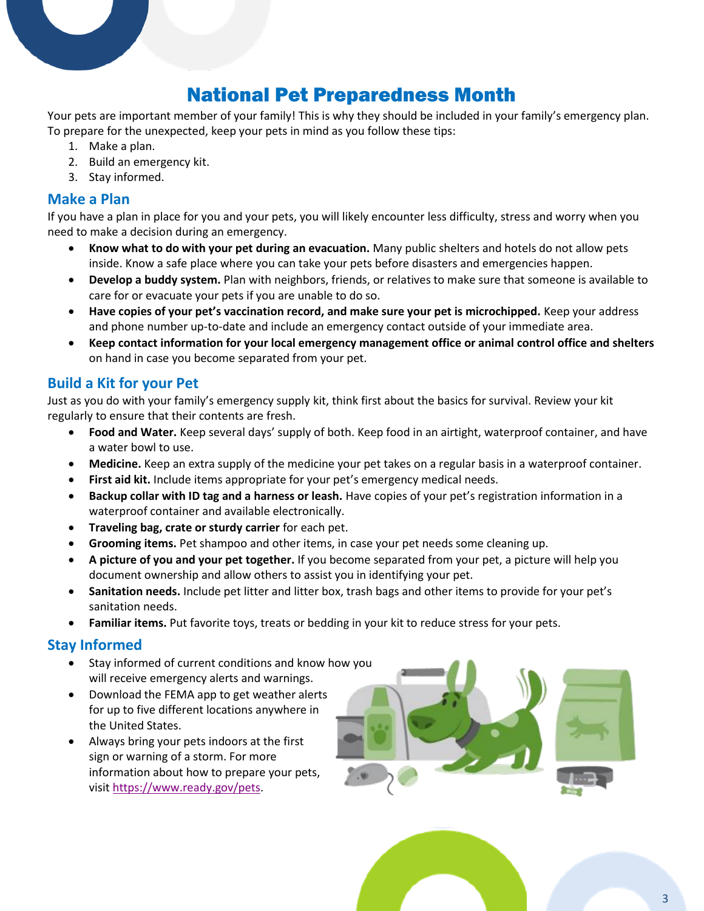# National Pet Preparedness Month

Your pets are important member of your family! This is why they should be included in your family's emergency plan. To prepare for the unexpected, keep your pets in mind as you follow these tips:

1. Make a plan.
2. Build an emergency kit.
3. Stay informed.

## Make a Plan

If you have a plan in place for you and your pets, you will likely encounter less difficulty, stress and worry when you need to make a decision during an emergency.

- **Know what to do with your pet during an evacuation.** Many public shelters and hotels do not allow pets inside. Know a safe place where you can take your pets before disasters and emergencies happen.
- **Develop a buddy system.** Plan with neighbors, friends, or relatives to make sure that someone is available to care for or evacuate your pets if you are unable to do so.
- **Have copies of your pet's vaccination record, and make sure your pet is microchipped.** Keep your address and phone number up-to-date and include an emergency contact outside of your immediate area.
- **Keep contact information for your local emergency management office or animal control office and shelters** on hand in case you become separated from your pet.

## Build a Kit for your Pet

Just as you do with your family's emergency supply kit, think first about the basics for survival. Review your kit regularly to ensure that their contents are fresh.

- **Food and Water.** Keep several days' supply of both. Keep food in an airtight, waterproof container, and have a water bowl to use.
- **Medicine.** Keep an extra supply of the medicine your pet takes on a regular basis in a waterproof container.
- **First aid kit.** Include items appropriate for your pet's emergency medical needs.
- **Backup collar with ID tag and a harness or leash.** Have copies of your pet's registration information in a waterproof container and available electronically.
- **Traveling bag, crate or sturdy carrier** for each pet.
- **Grooming items.** Pet shampoo and other items, in case your pet needs some cleaning up.
- **A picture of you and your pet together.** If you become separated from your pet, a picture will help you document ownership and allow others to assist you in identifying your pet.
- **Sanitation needs.** Include pet litter and litter box, trash bags and other items to provide for your pet's sanitation needs.
- **Familiar items.** Put favorite toys, treats or bedding in your kit to reduce stress for your pets.

## Stay Informed

- Stay informed of current conditions and know how you will receive emergency alerts and warnings.
- Download the FEMA app to get weather alerts for up to five different locations anywhere in the United States.
- Always bring your pets indoors at the first sign or warning of a storm. For more information about how to prepare your pets, visit https://www.ready.gov/pets.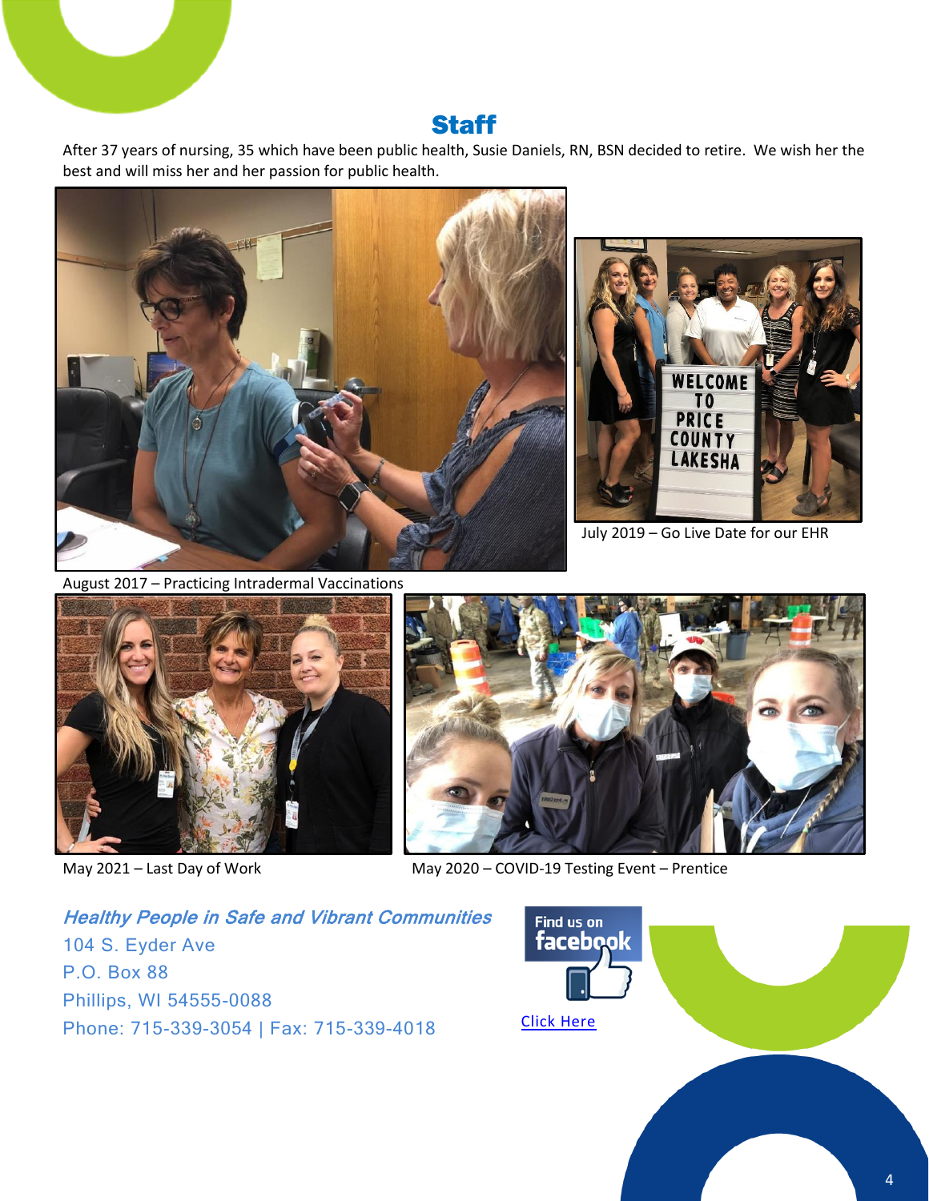## Staff

After 37 years of nursing, 35 which have been public health, Susie Daniels, RN, BSN decided to retire. We wish her the best and will miss her and her passion for public health.

August 2017 – Practicing Intradermal Vaccinations

July 2019 – Go Live Date for our EHR

May 2021 – Last Day of Work

May 2020 – COVID-19 Testing Event – Prentice

*Healthy People in Safe and Vibrant Communities*

104 S. Eyder Ave
P.O. Box 88
Phillips, WI 54555-0088
Phone: 715-339-3054 | Fax: 715-339-4018

Find us on facebook

Click Here